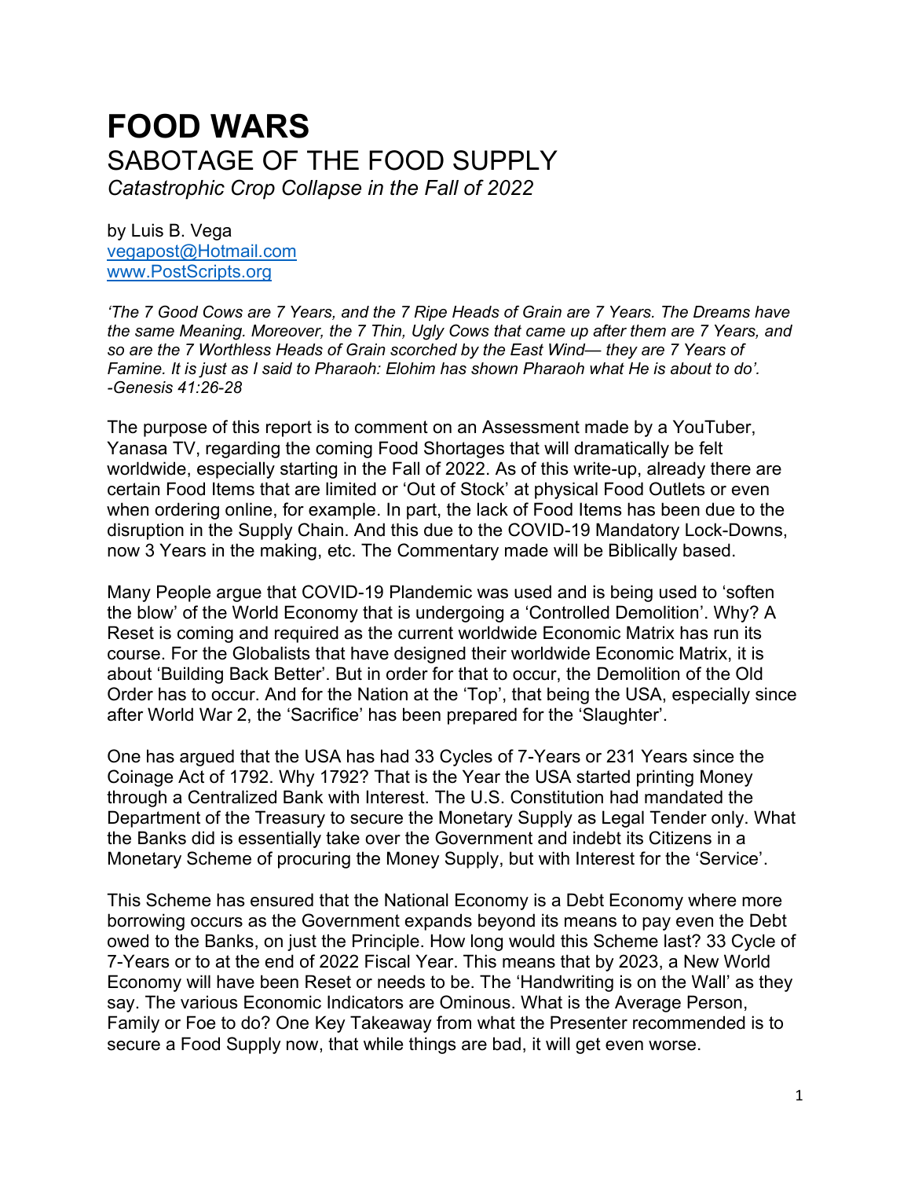# FOOD WARS

## SABOTAGE OF THE FOOD SUPPLY

*Catastrophic Crop Collapse in the Fall of 2022*

by Luis B. Vega
vegapost@Hotmail.com
www.PostScripts.org

*'The 7 Good Cows are 7 Years, and the 7 Ripe Heads of Grain are 7 Years. The Dreams have the same Meaning. Moreover, the 7 Thin, Ugly Cows that came up after them are 7 Years, and so are the 7 Worthless Heads of Grain scorched by the East Wind— they are 7 Years of Famine. It is just as I said to Pharaoh: Elohim has shown Pharaoh what He is about to do'. -Genesis 41:26-28*

The purpose of this report is to comment on an Assessment made by a YouTuber, Yanasa TV, regarding the coming Food Shortages that will dramatically be felt worldwide, especially starting in the Fall of 2022. As of this write-up, already there are certain Food Items that are limited or 'Out of Stock' at physical Food Outlets or even when ordering online, for example. In part, the lack of Food Items has been due to the disruption in the Supply Chain. And this due to the COVID-19 Mandatory Lock-Downs, now 3 Years in the making, etc. The Commentary made will be Biblically based.

Many People argue that COVID-19 Plandemic was used and is being used to 'soften the blow' of the World Economy that is undergoing a 'Controlled Demolition'. Why? A Reset is coming and required as the current worldwide Economic Matrix has run its course. For the Globalists that have designed their worldwide Economic Matrix, it is about 'Building Back Better'. But in order for that to occur, the Demolition of the Old Order has to occur. And for the Nation at the 'Top', that being the USA, especially since after World War 2, the 'Sacrifice' has been prepared for the 'Slaughter'.

One has argued that the USA has had 33 Cycles of 7-Years or 231 Years since the Coinage Act of 1792. Why 1792? That is the Year the USA started printing Money through a Centralized Bank with Interest. The U.S. Constitution had mandated the Department of the Treasury to secure the Monetary Supply as Legal Tender only. What the Banks did is essentially take over the Government and indebt its Citizens in a Monetary Scheme of procuring the Money Supply, but with Interest for the 'Service'.

This Scheme has ensured that the National Economy is a Debt Economy where more borrowing occurs as the Government expands beyond its means to pay even the Debt owed to the Banks, on just the Principle. How long would this Scheme last? 33 Cycle of 7-Years or to at the end of 2022 Fiscal Year. This means that by 2023, a New World Economy will have been Reset or needs to be. The 'Handwriting is on the Wall' as they say. The various Economic Indicators are Ominous. What is the Average Person, Family or Foe to do? One Key Takeaway from what the Presenter recommended is to secure a Food Supply now, that while things are bad, it will get even worse.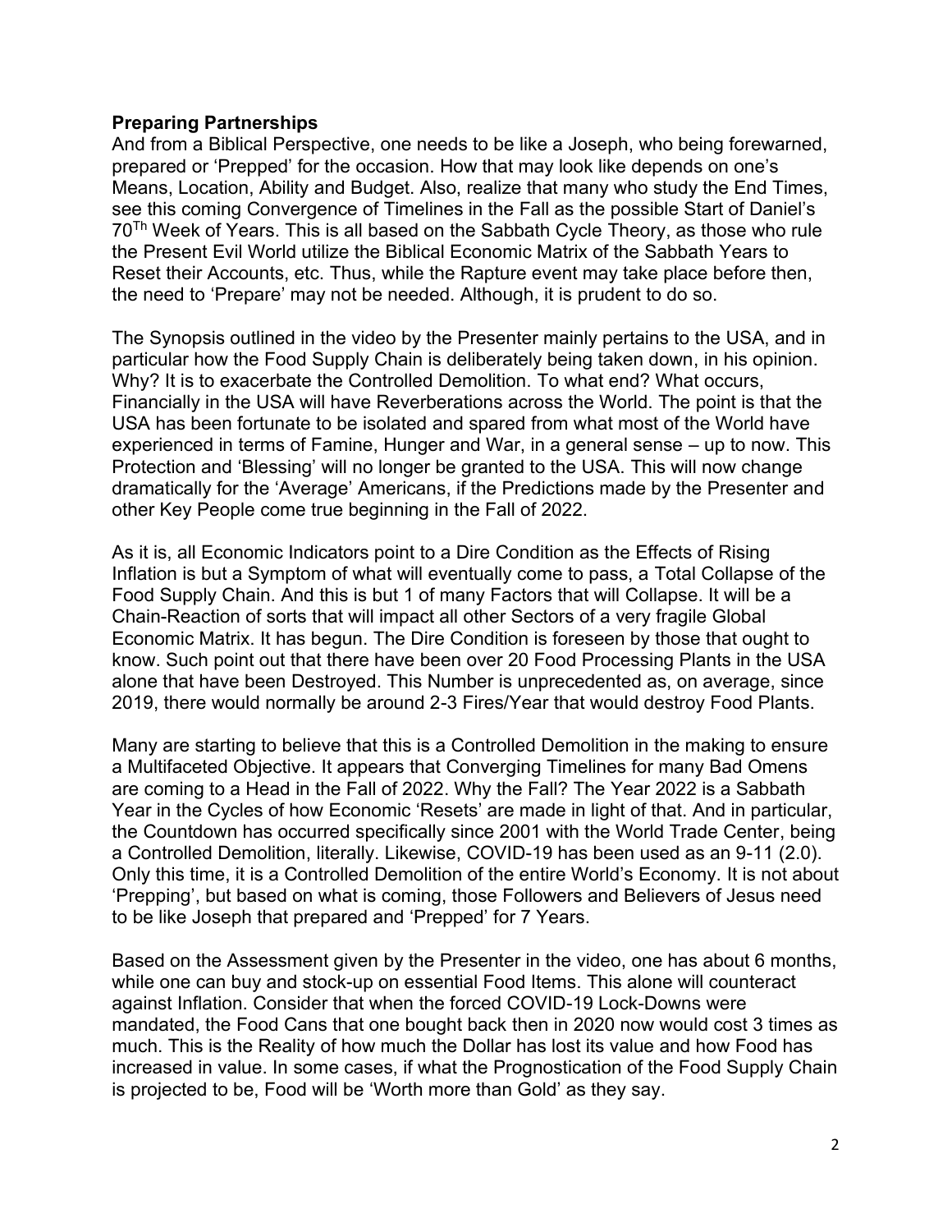**Preparing Partnerships**

And from a Biblical Perspective, one needs to be like a Joseph, who being forewarned, prepared or 'Prepped' for the occasion. How that may look like depends on one's Means, Location, Ability and Budget. Also, realize that many who study the End Times, see this coming Convergence of Timelines in the Fall as the possible Start of Daniel's 70Th Week of Years. This is all based on the Sabbath Cycle Theory, as those who rule the Present Evil World utilize the Biblical Economic Matrix of the Sabbath Years to Reset their Accounts, etc. Thus, while the Rapture event may take place before then, the need to 'Prepare' may not be needed. Although, it is prudent to do so.

The Synopsis outlined in the video by the Presenter mainly pertains to the USA, and in particular how the Food Supply Chain is deliberately being taken down, in his opinion. Why? It is to exacerbate the Controlled Demolition. To what end? What occurs, Financially in the USA will have Reverberations across the World. The point is that the USA has been fortunate to be isolated and spared from what most of the World have experienced in terms of Famine, Hunger and War, in a general sense – up to now. This Protection and 'Blessing' will no longer be granted to the USA. This will now change dramatically for the 'Average' Americans, if the Predictions made by the Presenter and other Key People come true beginning in the Fall of 2022.

As it is, all Economic Indicators point to a Dire Condition as the Effects of Rising Inflation is but a Symptom of what will eventually come to pass, a Total Collapse of the Food Supply Chain. And this is but 1 of many Factors that will Collapse. It will be a Chain-Reaction of sorts that will impact all other Sectors of a very fragile Global Economic Matrix. It has begun. The Dire Condition is foreseen by those that ought to know. Such point out that there have been over 20 Food Processing Plants in the USA alone that have been Destroyed. This Number is unprecedented as, on average, since 2019, there would normally be around 2-3 Fires/Year that would destroy Food Plants.

Many are starting to believe that this is a Controlled Demolition in the making to ensure a Multifaceted Objective. It appears that Converging Timelines for many Bad Omens are coming to a Head in the Fall of 2022. Why the Fall? The Year 2022 is a Sabbath Year in the Cycles of how Economic 'Resets' are made in light of that. And in particular, the Countdown has occurred specifically since 2001 with the World Trade Center, being a Controlled Demolition, literally. Likewise, COVID-19 has been used as an 9-11 (2.0). Only this time, it is a Controlled Demolition of the entire World's Economy. It is not about 'Prepping', but based on what is coming, those Followers and Believers of Jesus need to be like Joseph that prepared and 'Prepped' for 7 Years.

Based on the Assessment given by the Presenter in the video, one has about 6 months, while one can buy and stock-up on essential Food Items. This alone will counteract against Inflation. Consider that when the forced COVID-19 Lock-Downs were mandated, the Food Cans that one bought back then in 2020 now would cost 3 times as much. This is the Reality of how much the Dollar has lost its value and how Food has increased in value. In some cases, if what the Prognostication of the Food Supply Chain is projected to be, Food will be 'Worth more than Gold' as they say.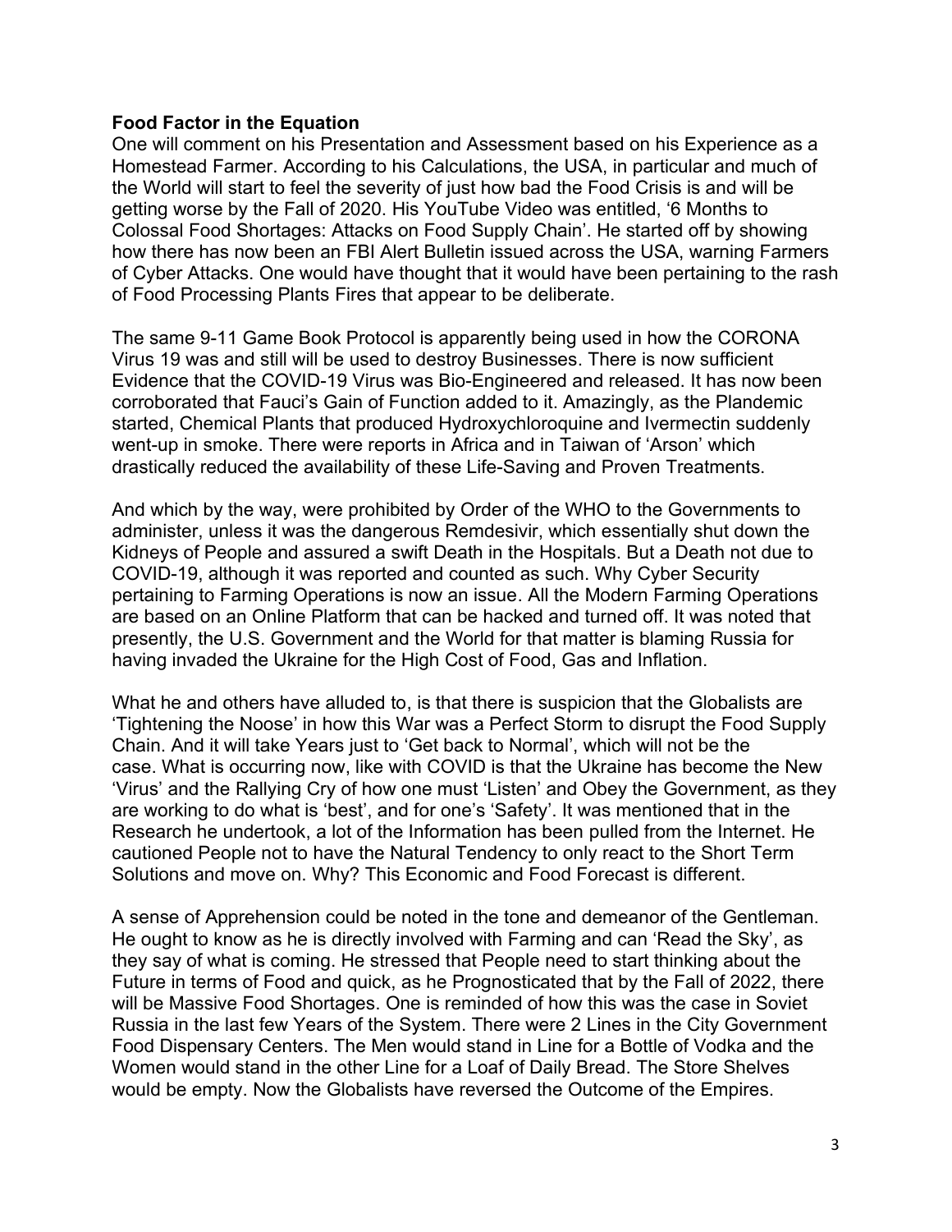**Food Factor in the Equation**

One will comment on his Presentation and Assessment based on his Experience as a Homestead Farmer. According to his Calculations, the USA, in particular and much of the World will start to feel the severity of just how bad the Food Crisis is and will be getting worse by the Fall of 2020. His YouTube Video was entitled, '6 Months to Colossal Food Shortages: Attacks on Food Supply Chain'. He started off by showing how there has now been an FBI Alert Bulletin issued across the USA, warning Farmers of Cyber Attacks. One would have thought that it would have been pertaining to the rash of Food Processing Plants Fires that appear to be deliberate.

The same 9-11 Game Book Protocol is apparently being used in how the CORONA Virus 19 was and still will be used to destroy Businesses. There is now sufficient Evidence that the COVID-19 Virus was Bio-Engineered and released. It has now been corroborated that Fauci's Gain of Function added to it. Amazingly, as the Plandemic started, Chemical Plants that produced Hydroxychloroquine and Ivermectin suddenly went-up in smoke. There were reports in Africa and in Taiwan of 'Arson' which drastically reduced the availability of these Life-Saving and Proven Treatments.

And which by the way, were prohibited by Order of the WHO to the Governments to administer, unless it was the dangerous Remdesivir, which essentially shut down the Kidneys of People and assured a swift Death in the Hospitals. But a Death not due to COVID-19, although it was reported and counted as such. Why Cyber Security pertaining to Farming Operations is now an issue. All the Modern Farming Operations are based on an Online Platform that can be hacked and turned off. It was noted that presently, the U.S. Government and the World for that matter is blaming Russia for having invaded the Ukraine for the High Cost of Food, Gas and Inflation.

What he and others have alluded to, is that there is suspicion that the Globalists are 'Tightening the Noose' in how this War was a Perfect Storm to disrupt the Food Supply Chain. And it will take Years just to 'Get back to Normal', which will not be the case. What is occurring now, like with COVID is that the Ukraine has become the New 'Virus' and the Rallying Cry of how one must 'Listen' and Obey the Government, as they are working to do what is 'best', and for one's 'Safety'. It was mentioned that in the Research he undertook, a lot of the Information has been pulled from the Internet. He cautioned People not to have the Natural Tendency to only react to the Short Term Solutions and move on. Why? This Economic and Food Forecast is different.

A sense of Apprehension could be noted in the tone and demeanor of the Gentleman. He ought to know as he is directly involved with Farming and can 'Read the Sky', as they say of what is coming. He stressed that People need to start thinking about the Future in terms of Food and quick, as he Prognosticated that by the Fall of 2022, there will be Massive Food Shortages. One is reminded of how this was the case in Soviet Russia in the last few Years of the System. There were 2 Lines in the City Government Food Dispensary Centers. The Men would stand in Line for a Bottle of Vodka and the Women would stand in the other Line for a Loaf of Daily Bread. The Store Shelves would be empty. Now the Globalists have reversed the Outcome of the Empires.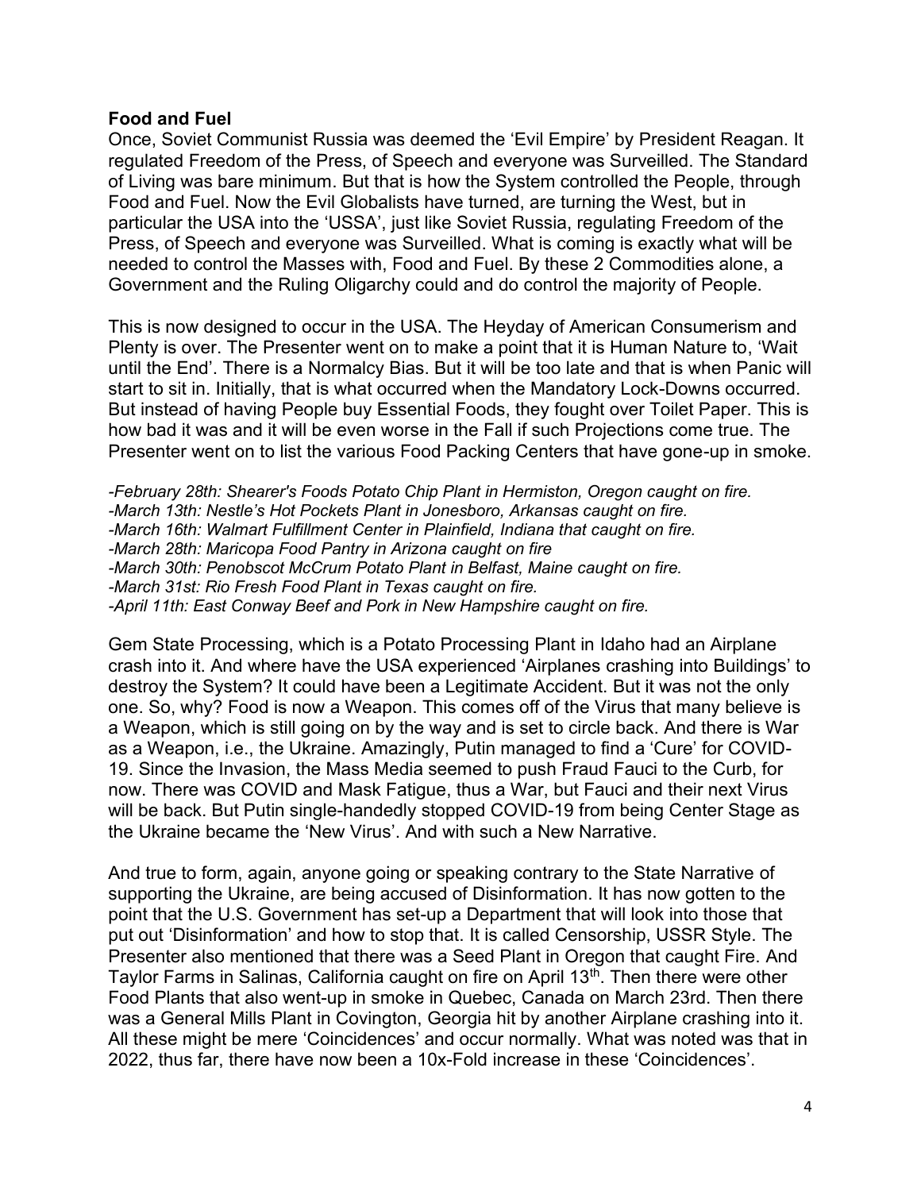**Food and Fuel**

Once, Soviet Communist Russia was deemed the 'Evil Empire' by President Reagan. It regulated Freedom of the Press, of Speech and everyone was Surveilled. The Standard of Living was bare minimum. But that is how the System controlled the People, through Food and Fuel. Now the Evil Globalists have turned, are turning the West, but in particular the USA into the 'USSA', just like Soviet Russia, regulating Freedom of the Press, of Speech and everyone was Surveilled. What is coming is exactly what will be needed to control the Masses with, Food and Fuel. By these 2 Commodities alone, a Government and the Ruling Oligarchy could and do control the majority of People.

This is now designed to occur in the USA. The Heyday of American Consumerism and Plenty is over. The Presenter went on to make a point that it is Human Nature to, 'Wait until the End'. There is a Normalcy Bias. But it will be too late and that is when Panic will start to sit in. Initially, that is what occurred when the Mandatory Lock-Downs occurred. But instead of having People buy Essential Foods, they fought over Toilet Paper. This is how bad it was and it will be even worse in the Fall if such Projections come true. The Presenter went on to list the various Food Packing Centers that have gone-up in smoke.

*-February 28th: Shearer's Foods Potato Chip Plant in Hermiston, Oregon caught on fire.*
*-March 13th: Nestle's Hot Pockets Plant in Jonesboro, Arkansas caught on fire.*
*-March 16th: Walmart Fulfillment Center in Plainfield, Indiana that caught on fire.*
*-March 28th: Maricopa Food Pantry in Arizona caught on fire*
*-March 30th: Penobscot McCrum Potato Plant in Belfast, Maine caught on fire.*
*-March 31st: Rio Fresh Food Plant in Texas caught on fire.*
*-April 11th: East Conway Beef and Pork in New Hampshire caught on fire.*

Gem State Processing, which is a Potato Processing Plant in Idaho had an Airplane crash into it. And where have the USA experienced 'Airplanes crashing into Buildings' to destroy the System? It could have been a Legitimate Accident. But it was not the only one. So, why? Food is now a Weapon. This comes off of the Virus that many believe is a Weapon, which is still going on by the way and is set to circle back. And there is War as a Weapon, i.e., the Ukraine. Amazingly, Putin managed to find a 'Cure' for COVID-19. Since the Invasion, the Mass Media seemed to push Fraud Fauci to the Curb, for now. There was COVID and Mask Fatigue, thus a War, but Fauci and their next Virus will be back. But Putin single-handedly stopped COVID-19 from being Center Stage as the Ukraine became the 'New Virus'. And with such a New Narrative.

And true to form, again, anyone going or speaking contrary to the State Narrative of supporting the Ukraine, are being accused of Disinformation. It has now gotten to the point that the U.S. Government has set-up a Department that will look into those that put out 'Disinformation' and how to stop that. It is called Censorship, USSR Style. The Presenter also mentioned that there was a Seed Plant in Oregon that caught Fire. And Taylor Farms in Salinas, California caught on fire on April 13th. Then there were other Food Plants that also went-up in smoke in Quebec, Canada on March 23rd. Then there was a General Mills Plant in Covington, Georgia hit by another Airplane crashing into it. All these might be mere 'Coincidences' and occur normally. What was noted was that in 2022, thus far, there have now been a 10x-Fold increase in these 'Coincidences'.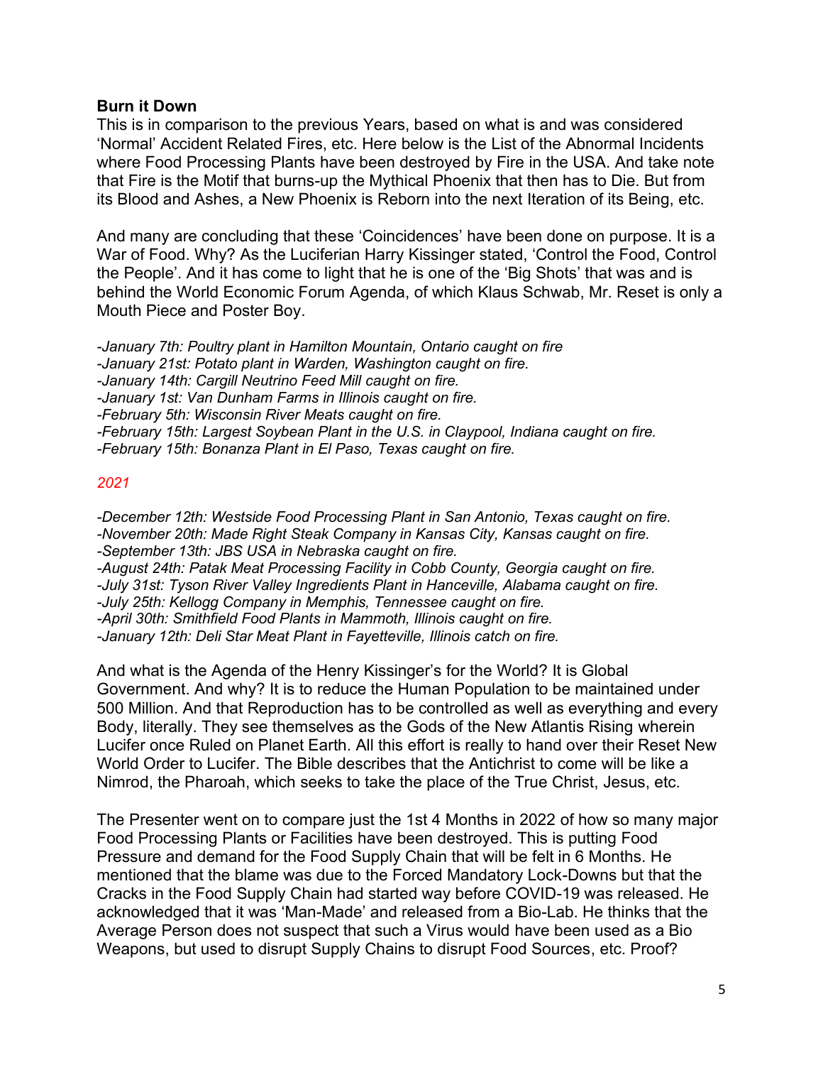**Burn it Down**

This is in comparison to the previous Years, based on what is and was considered 'Normal' Accident Related Fires, etc. Here below is the List of the Abnormal Incidents where Food Processing Plants have been destroyed by Fire in the USA. And take note that Fire is the Motif that burns-up the Mythical Phoenix that then has to Die. But from its Blood and Ashes, a New Phoenix is Reborn into the next Iteration of its Being, etc.

And many are concluding that these 'Coincidences' have been done on purpose. It is a War of Food. Why? As the Luciferian Harry Kissinger stated, 'Control the Food, Control the People'. And it has come to light that he is one of the 'Big Shots' that was and is behind the World Economic Forum Agenda, of which Klaus Schwab, Mr. Reset is only a Mouth Piece and Poster Boy.

*-January 7th: Poultry plant in Hamilton Mountain, Ontario caught on fire*
*-January 21st: Potato plant in Warden, Washington caught on fire.*
*-January 14th: Cargill Neutrino Feed Mill caught on fire.*
*-January 1st: Van Dunham Farms in Illinois caught on fire.*
*-February 5th: Wisconsin River Meats caught on fire.*
*-February 15th: Largest Soybean Plant in the U.S. in Claypool, Indiana caught on fire.*
*-February 15th: Bonanza Plant in El Paso, Texas caught on fire.*

*2021*

*-December 12th: Westside Food Processing Plant in San Antonio, Texas caught on fire.*
*-November 20th: Made Right Steak Company in Kansas City, Kansas caught on fire.*
*-September 13th: JBS USA in Nebraska caught on fire.*
*-August 24th: Patak Meat Processing Facility in Cobb County, Georgia caught on fire.*
*-July 31st: Tyson River Valley Ingredients Plant in Hanceville, Alabama caught on fire.*
*-July 25th: Kellogg Company in Memphis, Tennessee caught on fire.*
*-April 30th: Smithfield Food Plants in Mammoth, Illinois caught on fire.*
*-January 12th: Deli Star Meat Plant in Fayetteville, Illinois catch on fire.*

And what is the Agenda of the Henry Kissinger's for the World? It is Global Government. And why? It is to reduce the Human Population to be maintained under 500 Million. And that Reproduction has to be controlled as well as everything and every Body, literally. They see themselves as the Gods of the New Atlantis Rising wherein Lucifer once Ruled on Planet Earth. All this effort is really to hand over their Reset New World Order to Lucifer. The Bible describes that the Antichrist to come will be like a Nimrod, the Pharoah, which seeks to take the place of the True Christ, Jesus, etc.

The Presenter went on to compare just the 1st 4 Months in 2022 of how so many major Food Processing Plants or Facilities have been destroyed. This is putting Food Pressure and demand for the Food Supply Chain that will be felt in 6 Months. He mentioned that the blame was due to the Forced Mandatory Lock-Downs but that the Cracks in the Food Supply Chain had started way before COVID-19 was released. He acknowledged that it was 'Man-Made' and released from a Bio-Lab. He thinks that the Average Person does not suspect that such a Virus would have been used as a Bio Weapons, but used to disrupt Supply Chains to disrupt Food Sources, etc. Proof?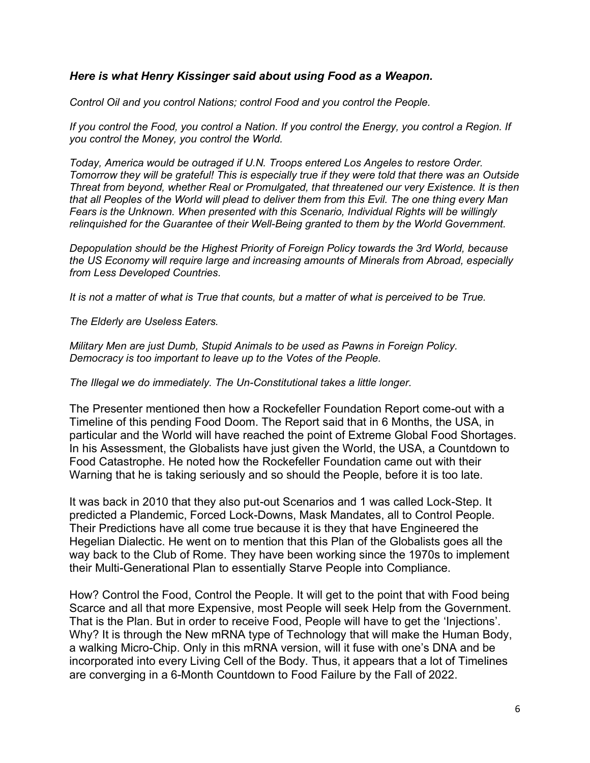***Here is what Henry Kissinger said about using Food as a Weapon.***

*Control Oil and you control Nations; control Food and you control the People.*

*If you control the Food, you control a Nation. If you control the Energy, you control a Region. If you control the Money, you control the World.*

*Today, America would be outraged if U.N. Troops entered Los Angeles to restore Order. Tomorrow they will be grateful! This is especially true if they were told that there was an Outside Threat from beyond, whether Real or Promulgated, that threatened our very Existence. It is then that all Peoples of the World will plead to deliver them from this Evil. The one thing every Man Fears is the Unknown. When presented with this Scenario, Individual Rights will be willingly relinquished for the Guarantee of their Well-Being granted to them by the World Government.*

*Depopulation should be the Highest Priority of Foreign Policy towards the 3rd World, because the US Economy will require large and increasing amounts of Minerals from Abroad, especially from Less Developed Countries.*

*It is not a matter of what is True that counts, but a matter of what is perceived to be True.*

*The Elderly are Useless Eaters.*

*Military Men are just Dumb, Stupid Animals to be used as Pawns in Foreign Policy.*
*Democracy is too important to leave up to the Votes of the People.*

*The Illegal we do immediately. The Un-Constitutional takes a little longer.*

The Presenter mentioned then how a Rockefeller Foundation Report come-out with a Timeline of this pending Food Doom. The Report said that in 6 Months, the USA, in particular and the World will have reached the point of Extreme Global Food Shortages. In his Assessment, the Globalists have just given the World, the USA, a Countdown to Food Catastrophe. He noted how the Rockefeller Foundation came out with their Warning that he is taking seriously and so should the People, before it is too late.

It was back in 2010 that they also put-out Scenarios and 1 was called Lock-Step. It predicted a Plandemic, Forced Lock-Downs, Mask Mandates, all to Control People. Their Predictions have all come true because it is they that have Engineered the Hegelian Dialectic. He went on to mention that this Plan of the Globalists goes all the way back to the Club of Rome. They have been working since the 1970s to implement their Multi-Generational Plan to essentially Starve People into Compliance.

How? Control the Food, Control the People. It will get to the point that with Food being Scarce and all that more Expensive, most People will seek Help from the Government. That is the Plan. But in order to receive Food, People will have to get the 'Injections'. Why? It is through the New mRNA type of Technology that will make the Human Body, a walking Micro-Chip. Only in this mRNA version, will it fuse with one's DNA and be incorporated into every Living Cell of the Body. Thus, it appears that a lot of Timelines are converging in a 6-Month Countdown to Food Failure by the Fall of 2022.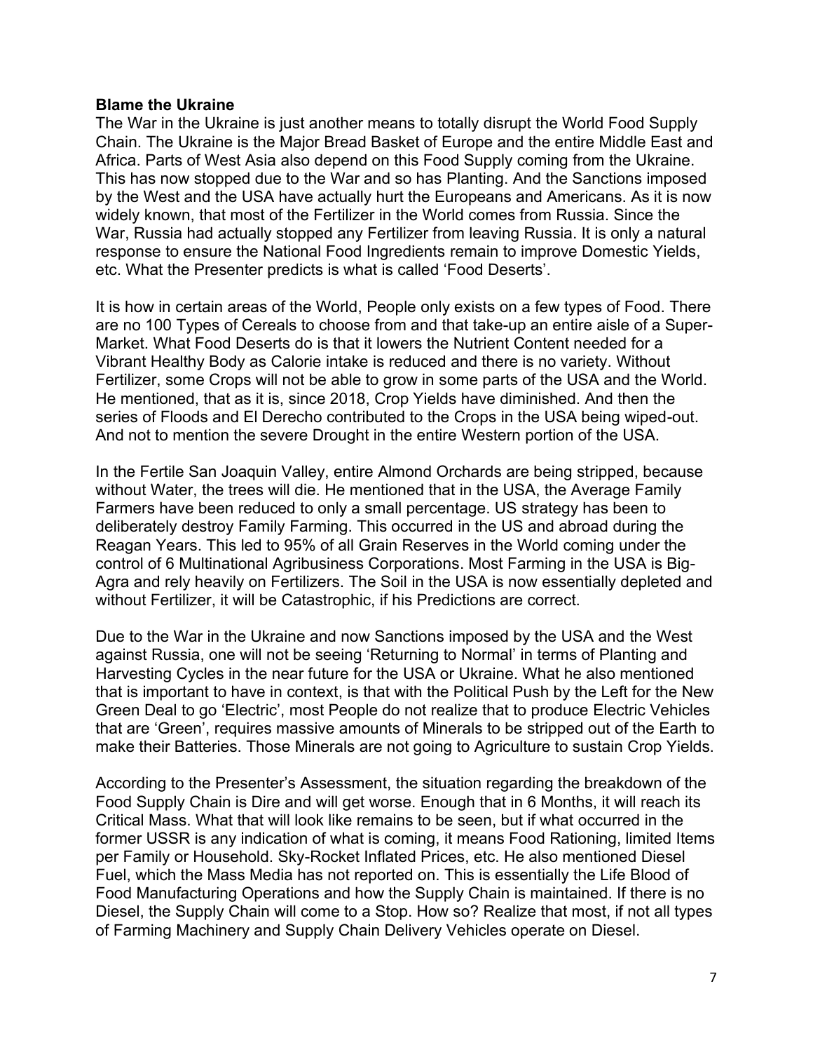**Blame the Ukraine**

The War in the Ukraine is just another means to totally disrupt the World Food Supply Chain. The Ukraine is the Major Bread Basket of Europe and the entire Middle East and Africa. Parts of West Asia also depend on this Food Supply coming from the Ukraine. This has now stopped due to the War and so has Planting. And the Sanctions imposed by the West and the USA have actually hurt the Europeans and Americans. As it is now widely known, that most of the Fertilizer in the World comes from Russia. Since the War, Russia had actually stopped any Fertilizer from leaving Russia. It is only a natural response to ensure the National Food Ingredients remain to improve Domestic Yields, etc. What the Presenter predicts is what is called 'Food Deserts'.

It is how in certain areas of the World, People only exists on a few types of Food. There are no 100 Types of Cereals to choose from and that take-up an entire aisle of a Super-Market. What Food Deserts do is that it lowers the Nutrient Content needed for a Vibrant Healthy Body as Calorie intake is reduced and there is no variety. Without Fertilizer, some Crops will not be able to grow in some parts of the USA and the World. He mentioned, that as it is, since 2018, Crop Yields have diminished. And then the series of Floods and El Derecho contributed to the Crops in the USA being wiped-out. And not to mention the severe Drought in the entire Western portion of the USA.

In the Fertile San Joaquin Valley, entire Almond Orchards are being stripped, because without Water, the trees will die. He mentioned that in the USA, the Average Family Farmers have been reduced to only a small percentage. US strategy has been to deliberately destroy Family Farming. This occurred in the US and abroad during the Reagan Years. This led to 95% of all Grain Reserves in the World coming under the control of 6 Multinational Agribusiness Corporations. Most Farming in the USA is Big-Agra and rely heavily on Fertilizers. The Soil in the USA is now essentially depleted and without Fertilizer, it will be Catastrophic, if his Predictions are correct.

Due to the War in the Ukraine and now Sanctions imposed by the USA and the West against Russia, one will not be seeing 'Returning to Normal' in terms of Planting and Harvesting Cycles in the near future for the USA or Ukraine. What he also mentioned that is important to have in context, is that with the Political Push by the Left for the New Green Deal to go 'Electric', most People do not realize that to produce Electric Vehicles that are 'Green', requires massive amounts of Minerals to be stripped out of the Earth to make their Batteries. Those Minerals are not going to Agriculture to sustain Crop Yields.

According to the Presenter's Assessment, the situation regarding the breakdown of the Food Supply Chain is Dire and will get worse. Enough that in 6 Months, it will reach its Critical Mass. What that will look like remains to be seen, but if what occurred in the former USSR is any indication of what is coming, it means Food Rationing, limited Items per Family or Household. Sky-Rocket Inflated Prices, etc. He also mentioned Diesel Fuel, which the Mass Media has not reported on. This is essentially the Life Blood of Food Manufacturing Operations and how the Supply Chain is maintained. If there is no Diesel, the Supply Chain will come to a Stop. How so? Realize that most, if not all types of Farming Machinery and Supply Chain Delivery Vehicles operate on Diesel.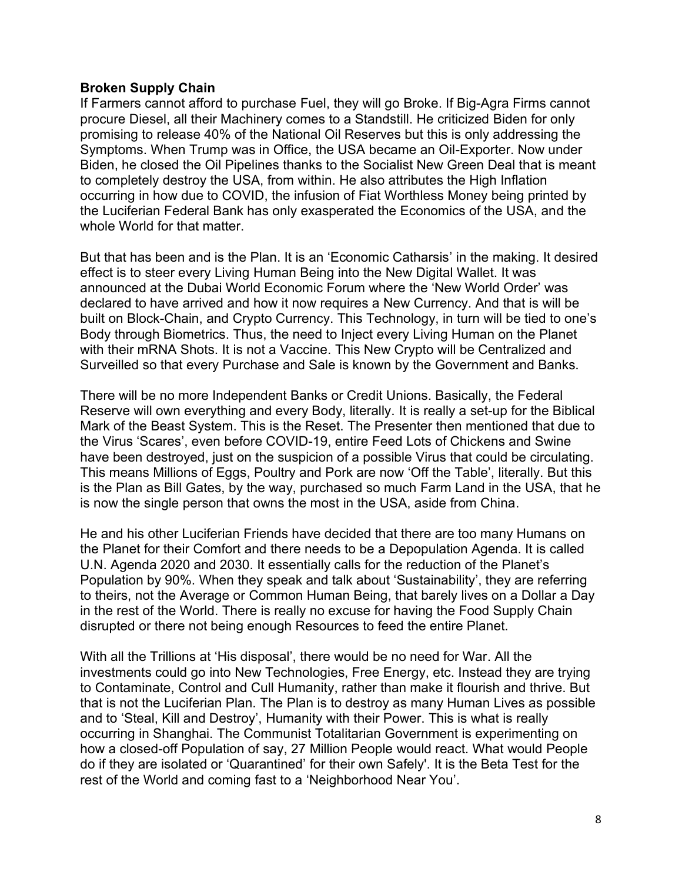**Broken Supply Chain**

If Farmers cannot afford to purchase Fuel, they will go Broke. If Big-Agra Firms cannot procure Diesel, all their Machinery comes to a Standstill. He criticized Biden for only promising to release 40% of the National Oil Reserves but this is only addressing the Symptoms. When Trump was in Office, the USA became an Oil-Exporter. Now under Biden, he closed the Oil Pipelines thanks to the Socialist New Green Deal that is meant to completely destroy the USA, from within. He also attributes the High Inflation occurring in how due to COVID, the infusion of Fiat Worthless Money being printed by the Luciferian Federal Bank has only exasperated the Economics of the USA, and the whole World for that matter.

But that has been and is the Plan. It is an 'Economic Catharsis' in the making. It desired effect is to steer every Living Human Being into the New Digital Wallet. It was announced at the Dubai World Economic Forum where the 'New World Order' was declared to have arrived and how it now requires a New Currency. And that is will be built on Block-Chain, and Crypto Currency. This Technology, in turn will be tied to one's Body through Biometrics. Thus, the need to Inject every Living Human on the Planet with their mRNA Shots. It is not a Vaccine. This New Crypto will be Centralized and Surveilled so that every Purchase and Sale is known by the Government and Banks.

There will be no more Independent Banks or Credit Unions. Basically, the Federal Reserve will own everything and every Body, literally. It is really a set-up for the Biblical Mark of the Beast System. This is the Reset. The Presenter then mentioned that due to the Virus 'Scares', even before COVID-19, entire Feed Lots of Chickens and Swine have been destroyed, just on the suspicion of a possible Virus that could be circulating. This means Millions of Eggs, Poultry and Pork are now 'Off the Table', literally. But this is the Plan as Bill Gates, by the way, purchased so much Farm Land in the USA, that he is now the single person that owns the most in the USA, aside from China.

He and his other Luciferian Friends have decided that there are too many Humans on the Planet for their Comfort and there needs to be a Depopulation Agenda. It is called U.N. Agenda 2020 and 2030. It essentially calls for the reduction of the Planet's Population by 90%. When they speak and talk about 'Sustainability', they are referring to theirs, not the Average or Common Human Being, that barely lives on a Dollar a Day in the rest of the World. There is really no excuse for having the Food Supply Chain disrupted or there not being enough Resources to feed the entire Planet.

With all the Trillions at 'His disposal', there would be no need for War. All the investments could go into New Technologies, Free Energy, etc. Instead they are trying to Contaminate, Control and Cull Humanity, rather than make it flourish and thrive. But that is not the Luciferian Plan. The Plan is to destroy as many Human Lives as possible and to 'Steal, Kill and Destroy', Humanity with their Power. This is what is really occurring in Shanghai. The Communist Totalitarian Government is experimenting on how a closed-off Population of say, 27 Million People would react. What would People do if they are isolated or 'Quarantined' for their own Safely'. It is the Beta Test for the rest of the World and coming fast to a 'Neighborhood Near You'.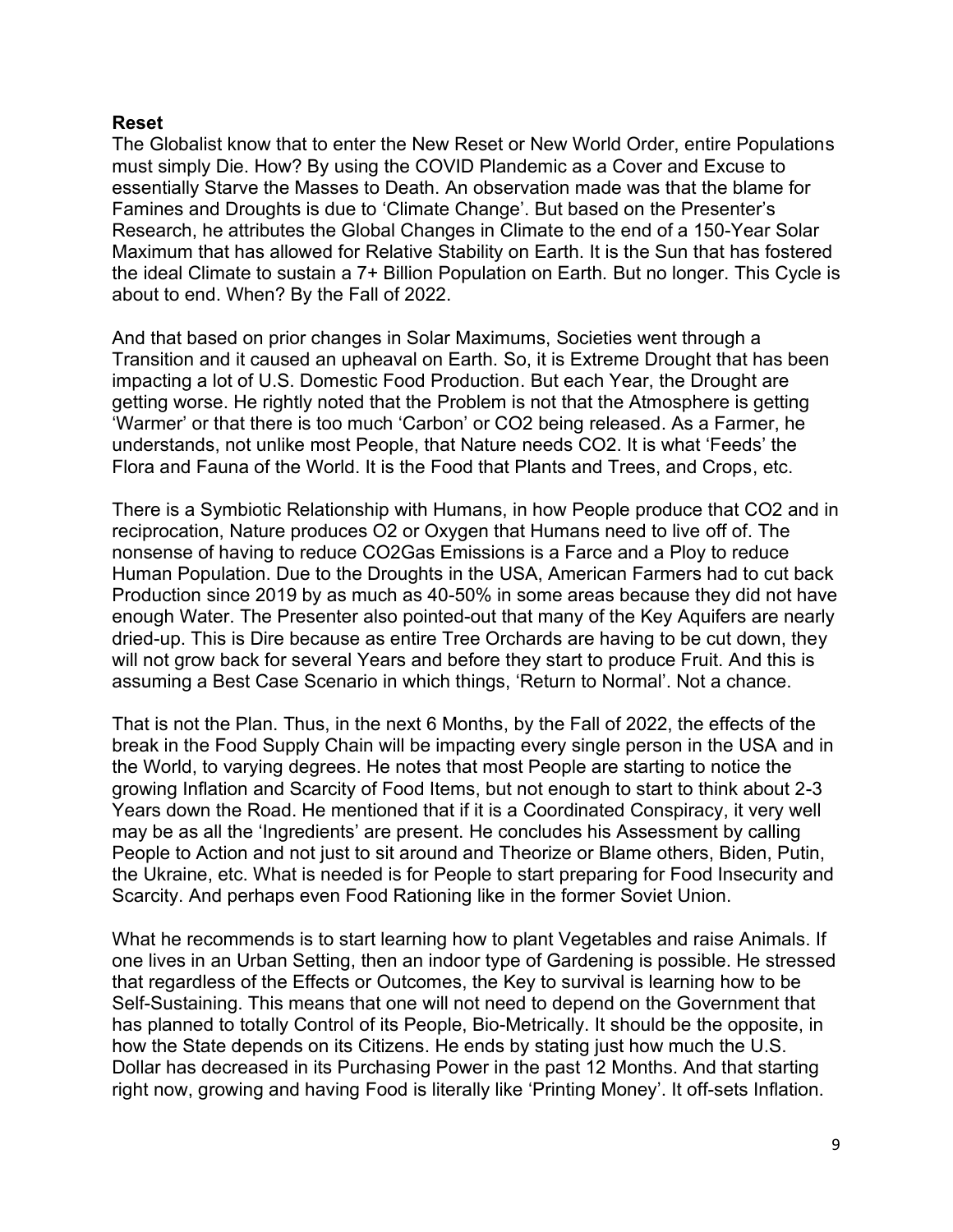**Reset**

The Globalist know that to enter the New Reset or New World Order, entire Populations must simply Die. How? By using the COVID Plandemic as a Cover and Excuse to essentially Starve the Masses to Death. An observation made was that the blame for Famines and Droughts is due to 'Climate Change'. But based on the Presenter's Research, he attributes the Global Changes in Climate to the end of a 150-Year Solar Maximum that has allowed for Relative Stability on Earth. It is the Sun that has fostered the ideal Climate to sustain a 7+ Billion Population on Earth. But no longer. This Cycle is about to end. When? By the Fall of 2022.

And that based on prior changes in Solar Maximums, Societies went through a Transition and it caused an upheaval on Earth. So, it is Extreme Drought that has been impacting a lot of U.S. Domestic Food Production. But each Year, the Drought are getting worse. He rightly noted that the Problem is not that the Atmosphere is getting 'Warmer' or that there is too much 'Carbon' or CO2 being released. As a Farmer, he understands, not unlike most People, that Nature needs CO2. It is what 'Feeds' the Flora and Fauna of the World. It is the Food that Plants and Trees, and Crops, etc.

There is a Symbiotic Relationship with Humans, in how People produce that CO2 and in reciprocation, Nature produces O2 or Oxygen that Humans need to live off of. The nonsense of having to reduce CO2Gas Emissions is a Farce and a Ploy to reduce Human Population. Due to the Droughts in the USA, American Farmers had to cut back Production since 2019 by as much as 40-50% in some areas because they did not have enough Water. The Presenter also pointed-out that many of the Key Aquifers are nearly dried-up. This is Dire because as entire Tree Orchards are having to be cut down, they will not grow back for several Years and before they start to produce Fruit. And this is assuming a Best Case Scenario in which things, 'Return to Normal'. Not a chance.

That is not the Plan. Thus, in the next 6 Months, by the Fall of 2022, the effects of the break in the Food Supply Chain will be impacting every single person in the USA and in the World, to varying degrees. He notes that most People are starting to notice the growing Inflation and Scarcity of Food Items, but not enough to start to think about 2-3 Years down the Road. He mentioned that if it is a Coordinated Conspiracy, it very well may be as all the 'Ingredients' are present. He concludes his Assessment by calling People to Action and not just to sit around and Theorize or Blame others, Biden, Putin, the Ukraine, etc. What is needed is for People to start preparing for Food Insecurity and Scarcity. And perhaps even Food Rationing like in the former Soviet Union.

What he recommends is to start learning how to plant Vegetables and raise Animals. If one lives in an Urban Setting, then an indoor type of Gardening is possible. He stressed that regardless of the Effects or Outcomes, the Key to survival is learning how to be Self-Sustaining. This means that one will not need to depend on the Government that has planned to totally Control of its People, Bio-Metrically. It should be the opposite, in how the State depends on its Citizens. He ends by stating just how much the U.S. Dollar has decreased in its Purchasing Power in the past 12 Months. And that starting right now, growing and having Food is literally like 'Printing Money'. It off-sets Inflation.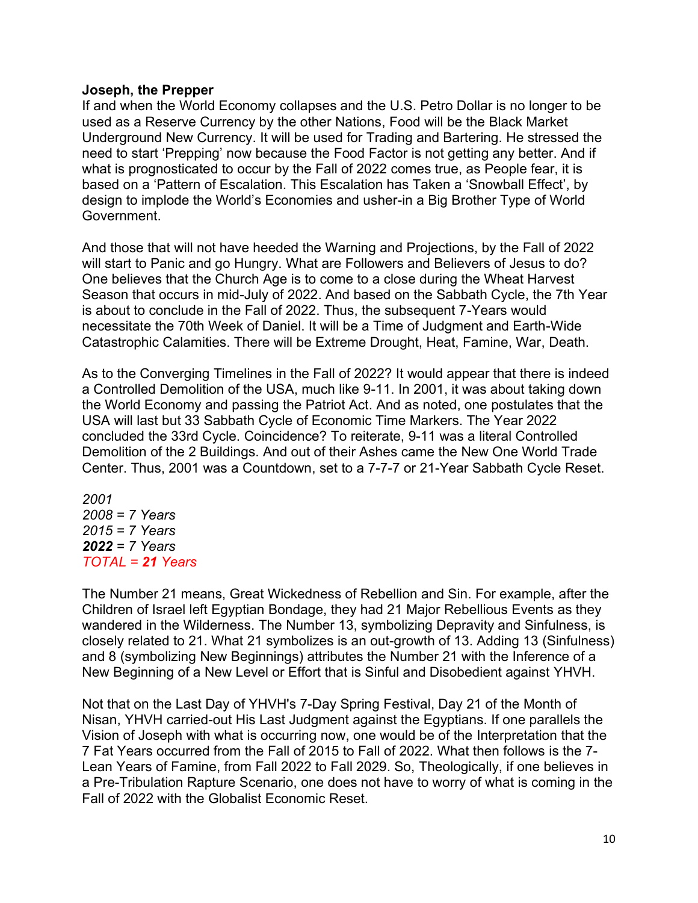**Joseph, the Prepper**
If and when the World Economy collapses and the U.S. Petro Dollar is no longer to be used as a Reserve Currency by the other Nations, Food will be the Black Market Underground New Currency. It will be used for Trading and Bartering. He stressed the need to start 'Prepping' now because the Food Factor is not getting any better. And if what is prognosticated to occur by the Fall of 2022 comes true, as People fear, it is based on a 'Pattern of Escalation. This Escalation has Taken a 'Snowball Effect', by design to implode the World's Economies and usher-in a Big Brother Type of World Government.

And those that will not have heeded the Warning and Projections, by the Fall of 2022 will start to Panic and go Hungry. What are Followers and Believers of Jesus to do? One believes that the Church Age is to come to a close during the Wheat Harvest Season that occurs in mid-July of 2022. And based on the Sabbath Cycle, the 7th Year is about to conclude in the Fall of 2022. Thus, the subsequent 7-Years would necessitate the 70th Week of Daniel. It will be a Time of Judgment and Earth-Wide Catastrophic Calamities. There will be Extreme Drought, Heat, Famine, War, Death.

As to the Converging Timelines in the Fall of 2022? It would appear that there is indeed a Controlled Demolition of the USA, much like 9-11. In 2001, it was about taking down the World Economy and passing the Patriot Act. And as noted, one postulates that the USA will last but 33 Sabbath Cycle of Economic Time Markers. The Year 2022 concluded the 33rd Cycle. Coincidence? To reiterate, 9-11 was a literal Controlled Demolition of the 2 Buildings. And out of their Ashes came the New One World Trade Center. Thus, 2001 was a Countdown, set to a 7-7-7 or 21-Year Sabbath Cycle Reset.

*2001*
*2008 = 7 Years*
*2015 = 7 Years*
***2022** = 7 Years*
*TOTAL = **21** Years*

The Number 21 means, Great Wickedness of Rebellion and Sin. For example, after the Children of Israel left Egyptian Bondage, they had 21 Major Rebellious Events as they wandered in the Wilderness. The Number 13, symbolizing Depravity and Sinfulness, is closely related to 21. What 21 symbolizes is an out-growth of 13. Adding 13 (Sinfulness) and 8 (symbolizing New Beginnings) attributes the Number 21 with the Inference of a New Beginning of a New Level or Effort that is Sinful and Disobedient against YHVH.

Not that on the Last Day of YHVH's 7-Day Spring Festival, Day 21 of the Month of Nisan, YHVH carried-out His Last Judgment against the Egyptians. If one parallels the Vision of Joseph with what is occurring now, one would be of the Interpretation that the 7 Fat Years occurred from the Fall of 2015 to Fall of 2022. What then follows is the 7-Lean Years of Famine, from Fall 2022 to Fall 2029. So, Theologically, if one believes in a Pre-Tribulation Rapture Scenario, one does not have to worry of what is coming in the Fall of 2022 with the Globalist Economic Reset.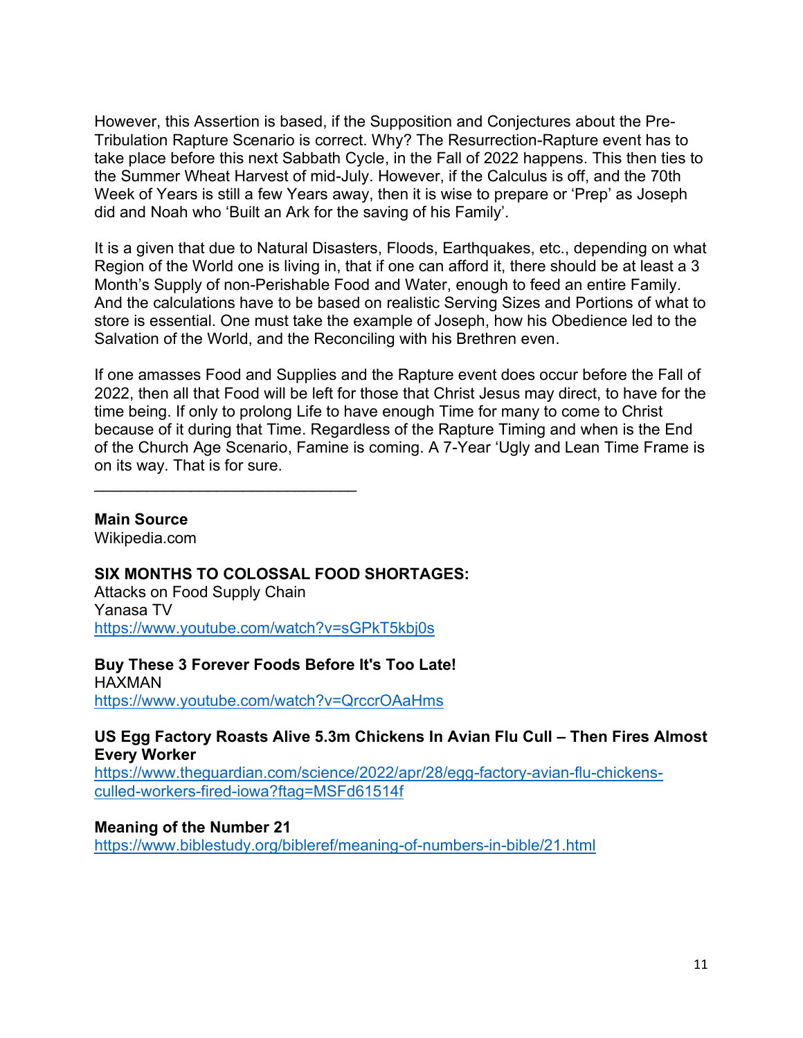However, this Assertion is based, if the Supposition and Conjectures about the Pre-Tribulation Rapture Scenario is correct. Why? The Resurrection-Rapture event has to take place before this next Sabbath Cycle, in the Fall of 2022 happens. This then ties to the Summer Wheat Harvest of mid-July. However, if the Calculus is off, and the 70th Week of Years is still a few Years away, then it is wise to prepare or 'Prep' as Joseph did and Noah who 'Built an Ark for the saving of his Family'.

It is a given that due to Natural Disasters, Floods, Earthquakes, etc., depending on what Region of the World one is living in, that if one can afford it, there should be at least a 3 Month's Supply of non-Perishable Food and Water, enough to feed an entire Family. And the calculations have to be based on realistic Serving Sizes and Portions of what to store is essential. One must take the example of Joseph, how his Obedience led to the Salvation of the World, and the Reconciling with his Brethren even.

If one amasses Food and Supplies and the Rapture event does occur before the Fall of 2022, then all that Food will be left for those that Christ Jesus may direct, to have for the time being. If only to prolong Life to have enough Time for many to come to Christ because of it during that Time. Regardless of the Rapture Timing and when is the End of the Church Age Scenario, Famine is coming. A 7-Year 'Ugly and Lean Time Frame is on its way. That is for sure.

______________________________

**Main Source**
Wikipedia.com

**SIX MONTHS TO COLOSSAL FOOD SHORTAGES:**
Attacks on Food Supply Chain
Yanasa TV
https://www.youtube.com/watch?v=sGPkT5kbj0s

**Buy These 3 Forever Foods Before It's Too Late!**
HAXMAN
https://www.youtube.com/watch?v=QrccrOAaHms

**US Egg Factory Roasts Alive 5.3m Chickens In Avian Flu Cull – Then Fires Almost Every Worker**
https://www.theguardian.com/science/2022/apr/28/egg-factory-avian-flu-chickens-culled-workers-fired-iowa?ftag=MSFd61514f

**Meaning of the Number 21**
https://www.biblestudy.org/bibleref/meaning-of-numbers-in-bible/21.html